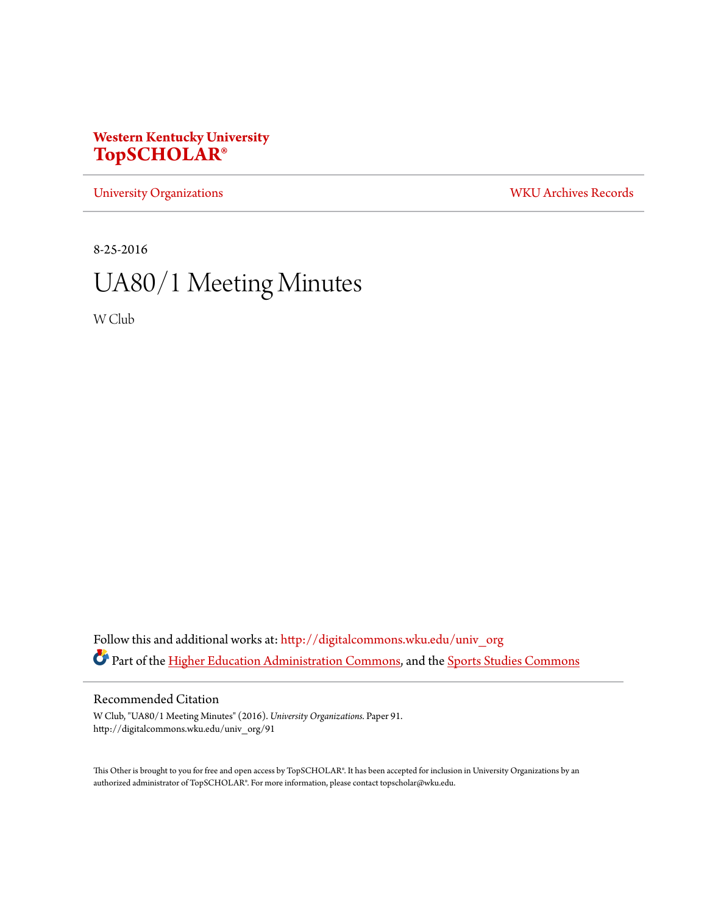**Western Kentucky University**
**TopSCHOLAR®**

University Organizations | WKU Archives Records

8-25-2016

# UA80/1 Meeting Minutes

W Club

Follow this and additional works at: http://digitalcommons.wku.edu/univ_org

Part of the Higher Education Administration Commons, and the Sports Studies Commons

## Recommended Citation

W Club, "UA80/1 Meeting Minutes" (2016). *University Organizations.* Paper 91.
http://digitalcommons.wku.edu/univ_org/91

This Other is brought to you for free and open access by TopSCHOLAR®. It has been accepted for inclusion in University Organizations by an authorized administrator of TopSCHOLAR®. For more information, please contact topscholar@wku.edu.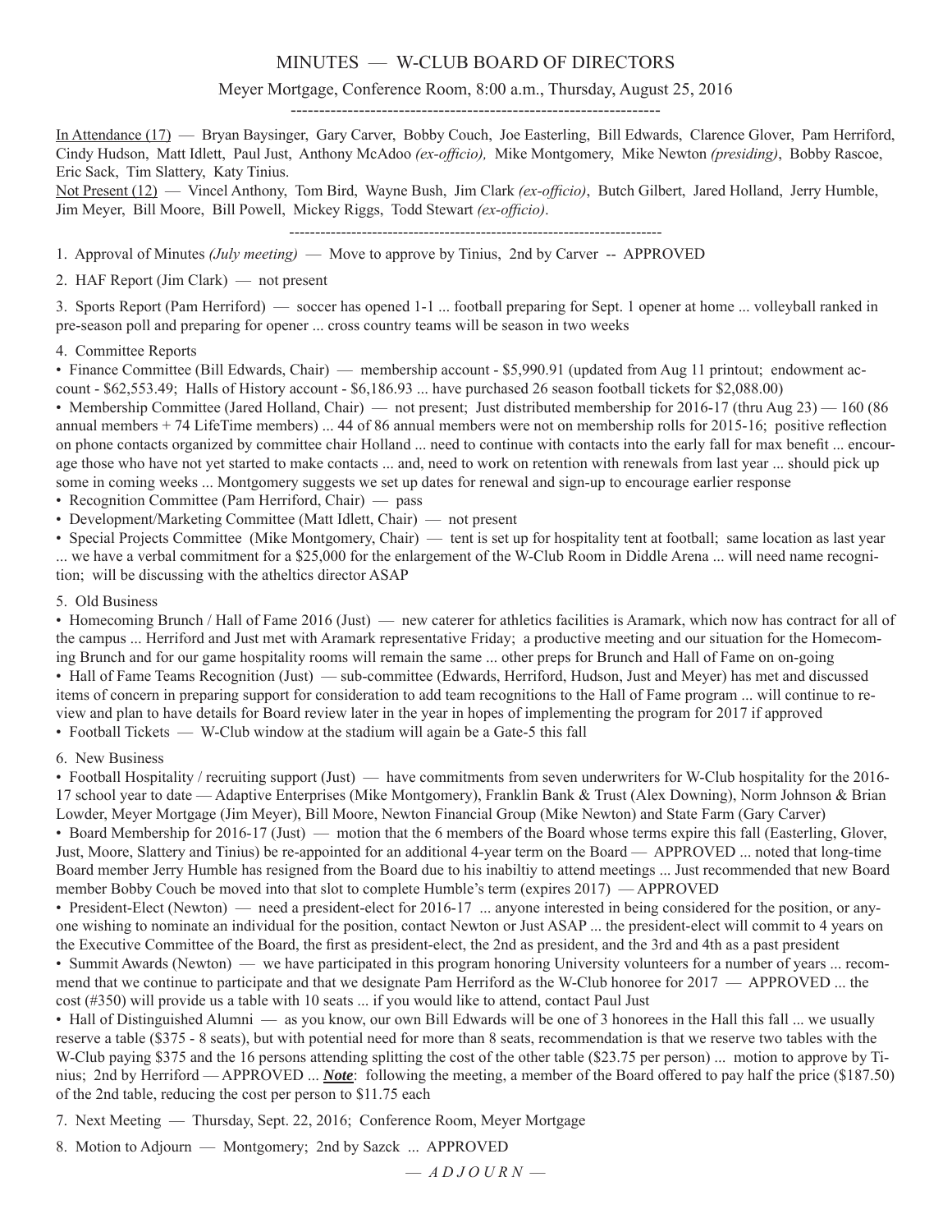# MINUTES — W-CLUB BOARD OF DIRECTORS

Meyer Mortgage, Conference Room, 8:00 a.m., Thursday, August 25, 2016

---

In Attendance (17) — Bryan Baysinger, Gary Carver, Bobby Couch, Joe Easterling, Bill Edwards, Clarence Glover, Pam Herriford, Cindy Hudson, Matt Idlett, Paul Just, Anthony McAdoo *(ex-officio),* Mike Montgomery, Mike Newton *(presiding)*, Bobby Rascoe, Eric Sack, Tim Slattery, Katy Tinius.

Not Present (12) — Vincel Anthony, Tom Bird, Wayne Bush, Jim Clark *(ex-officio)*, Butch Gilbert, Jared Holland, Jerry Humble, Jim Meyer, Bill Moore, Bill Powell, Mickey Riggs, Todd Stewart *(ex-officio)*.

---

1. Approval of Minutes *(July meeting)* — Move to approve by Tinius, 2nd by Carver -- APPROVED

2. HAF Report (Jim Clark) — not present

3. Sports Report (Pam Herriford) — soccer has opened 1-1 ... football preparing for Sept. 1 opener at home ... volleyball ranked in pre-season poll and preparing for opener ... cross country teams will be season in two weeks

4. Committee Reports

- Finance Committee (Bill Edwards, Chair) — membership account - $5,990.91 (updated from Aug 11 printout; endowment account - $62,553.49; Halls of History account - $6,186.93 ... have purchased 26 season football tickets for $2,088.00)
- Membership Committee (Jared Holland, Chair) — not present; Just distributed membership for 2016-17 (thru Aug 23) — 160 (86 annual members + 74 LifeTime members) ... 44 of 86 annual members were not on membership rolls for 2015-16; positive reflection on phone contacts organized by committee chair Holland ... need to continue with contacts into the early fall for max benefit ... encourage those who have not yet started to make contacts ... and, need to work on retention with renewals from last year ... should pick up some in coming weeks ... Montgomery suggests we set up dates for renewal and sign-up to encourage earlier response
- Recognition Committee (Pam Herriford, Chair) — pass
- Development/Marketing Committee (Matt Idlett, Chair) — not present
- Special Projects Committee (Mike Montgomery, Chair) — tent is set up for hospitality tent at football; same location as last year ... we have a verbal commitment for a $25,000 for the enlargement of the W-Club Room in Diddle Arena ... will need name recognition; will be discussing with the atheltics director ASAP

5. Old Business

- Homecoming Brunch / Hall of Fame 2016 (Just) — new caterer for athletics facilities is Aramark, which now has contract for all of the campus ... Herriford and Just met with Aramark representative Friday; a productive meeting and our situation for the Homecoming Brunch and for our game hospitality rooms will remain the same ... other preps for Brunch and Hall of Fame on on-going
- Hall of Fame Teams Recognition (Just) — sub-committee (Edwards, Herriford, Hudson, Just and Meyer) has met and discussed items of concern in preparing support for consideration to add team recognitions to the Hall of Fame program ... will continue to review and plan to have details for Board review later in the year in hopes of implementing the program for 2017 if approved
- Football Tickets — W-Club window at the stadium will again be a Gate-5 this fall

6. New Business

- Football Hospitality / recruiting support (Just) — have commitments from seven underwriters for W-Club hospitality for the 2016-17 school year to date — Adaptive Enterprises (Mike Montgomery), Franklin Bank & Trust (Alex Downing), Norm Johnson & Brian Lowder, Meyer Mortgage (Jim Meyer), Bill Moore, Newton Financial Group (Mike Newton) and State Farm (Gary Carver)
- Board Membership for 2016-17 (Just) — motion that the 6 members of the Board whose terms expire this fall (Easterling, Glover, Just, Moore, Slattery and Tinius) be re-appointed for an additional 4-year term on the Board — APPROVED ... noted that long-time Board member Jerry Humble has resigned from the Board due to his inabiltiy to attend meetings ... Just recommended that new Board member Bobby Couch be moved into that slot to complete Humble's term (expires 2017) — APPROVED
- President-Elect (Newton) — need a president-elect for 2016-17 ... anyone interested in being considered for the position, or anyone wishing to nominate an individual for the position, contact Newton or Just ASAP ... the president-elect will commit to 4 years on the Executive Committee of the Board, the first as president-elect, the 2nd as president, and the 3rd and 4th as a past president
- Summit Awards (Newton) — we have participated in this program honoring University volunteers for a number of years ... recommend that we continue to participate and that we designate Pam Herriford as the W-Club honoree for 2017 — APPROVED ... the cost (#350) will provide us a table with 10 seats ... if you would like to attend, contact Paul Just
- Hall of Distinguished Alumni — as you know, our own Bill Edwards will be one of 3 honorees in the Hall this fall ... we usually reserve a table ($375 - 8 seats), but with potential need for more than 8 seats, recommendation is that we reserve two tables with the W-Club paying $375 and the 16 persons attending splitting the cost of the other table ($23.75 per person) ... motion to approve by Tinius; 2nd by Herriford — APPROVED ... ***Note***: following the meeting, a member of the Board offered to pay half the price ($187.50) of the 2nd table, reducing the cost per person to $11.75 each

7. Next Meeting — Thursday, Sept. 22, 2016; Conference Room, Meyer Mortgage

8. Motion to Adjourn — Montgomery; 2nd by Sazck ... APPROVED

*— A D J O U R N —*